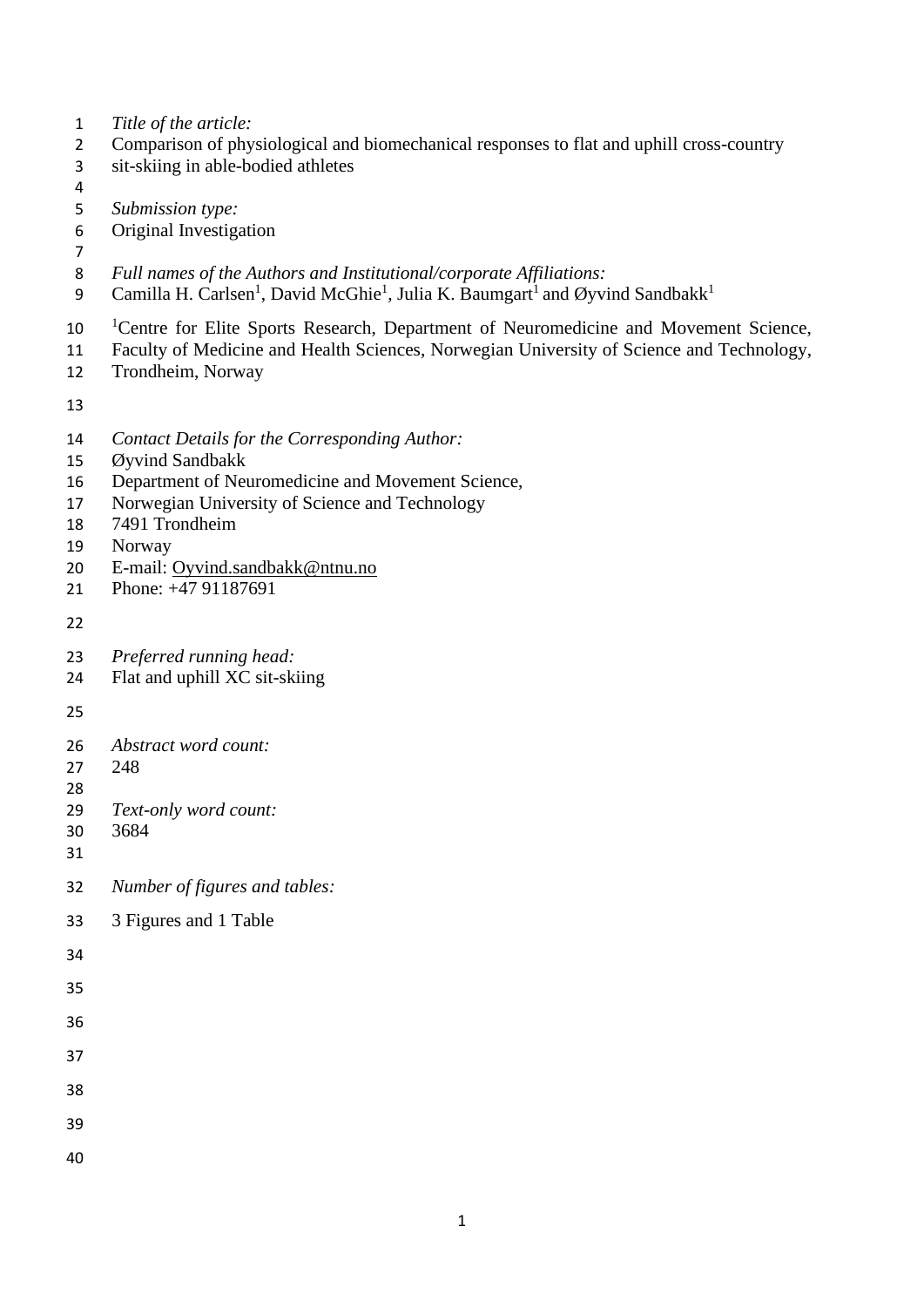*Title of the article:*
Comparison of physiological and biomechanical responses to flat and uphill cross-country sit-skiing in able-bodied athletes

*Submission type:*
Original Investigation

*Full names of the Authors and Institutional/corporate Affiliations:*
Camilla H. Carlsen[1], David McGhie[1], Julia K. Baumgart[1] and Øyvind Sandbakk[1]

[1]Centre for Elite Sports Research, Department of Neuromedicine and Movement Science, Faculty of Medicine and Health Sciences, Norwegian University of Science and Technology, Trondheim, Norway

*Contact Details for the Corresponding Author:*
Øyvind Sandbakk
Department of Neuromedicine and Movement Science,
Norwegian University of Science and Technology
7491 Trondheim
Norway
E-mail: Oyvind.sandbakk@ntnu.no
Phone: +47 91187691

*Preferred running head:*
Flat and uphill XC sit-skiing

*Abstract word count:*
248

*Text-only word count:*
3684

*Number of figures and tables:*

3 Figures and 1 Table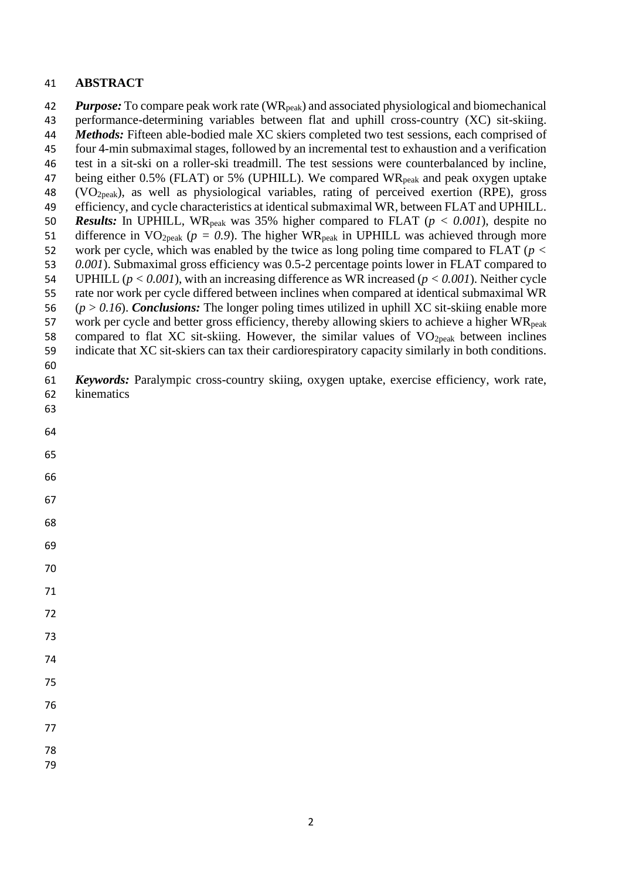## ABSTRACT

***Purpose:*** To compare peak work rate ($WR_{peak}$) and associated physiological and biomechanical performance-determining variables between flat and uphill cross-country (XC) sit-skiing. ***Methods:*** Fifteen able-bodied male XC skiers completed two test sessions, each comprised of four 4-min submaximal stages, followed by an incremental test to exhaustion and a verification test in a sit-ski on a roller-ski treadmill. The test sessions were counterbalanced by incline, being either 0.5% (FLAT) or 5% (UPHILL). We compared $WR_{peak}$ and peak oxygen uptake ($VO_{2peak}$), as well as physiological variables, rating of perceived exertion (RPE), gross efficiency, and cycle characteristics at identical submaximal WR, between FLAT and UPHILL. ***Results:*** In UPHILL, $WR_{peak}$ was 35% higher compared to FLAT ($p < 0.001$), despite no difference in $VO_{2peak}$ ($p = 0.9$). The higher $WR_{peak}$ in UPHILL was achieved through more work per cycle, which was enabled by the twice as long poling time compared to FLAT ($p < 0.001$). Submaximal gross efficiency was 0.5-2 percentage points lower in FLAT compared to UPHILL ($p < 0.001$), with an increasing difference as WR increased ($p < 0.001$). Neither cycle rate nor work per cycle differed between inclines when compared at identical submaximal WR ($p > 0.16$). ***Conclusions:*** The longer poling times utilized in uphill XC sit-skiing enable more work per cycle and better gross efficiency, thereby allowing skiers to achieve a higher $WR_{peak}$ compared to flat XC sit-skiing. However, the similar values of $VO_{2peak}$ between inclines indicate that XC sit-skiers can tax their cardiorespiratory capacity similarly in both conditions.

***Keywords:*** Paralympic cross-country skiing, oxygen uptake, exercise efficiency, work rate, kinematics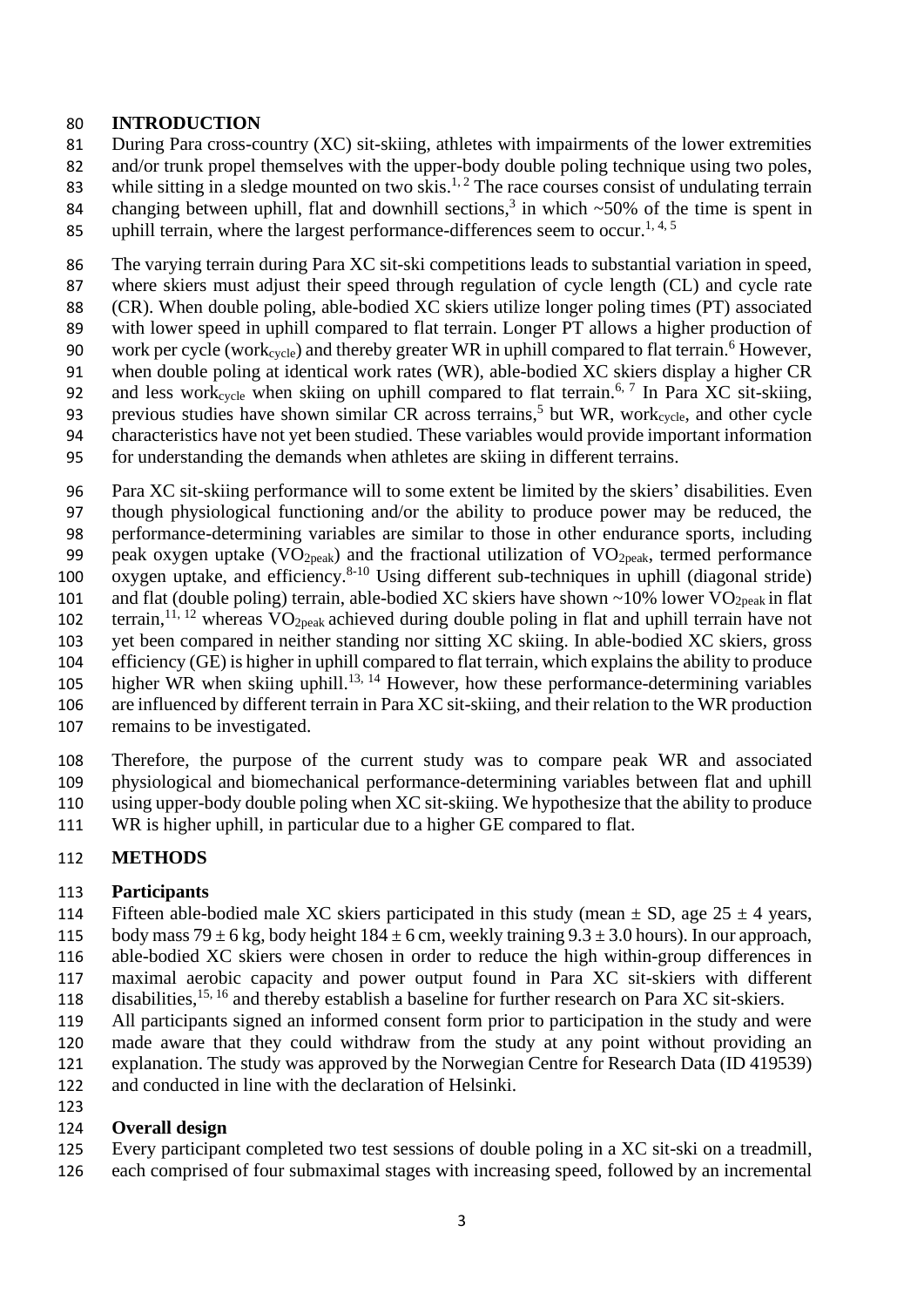## INTRODUCTION

During Para cross-country (XC) sit-skiing, athletes with impairments of the lower extremities and/or trunk propel themselves with the upper-body double poling technique using two poles, while sitting in a sledge mounted on two skis.[1, 2] The race courses consist of undulating terrain changing between uphill, flat and downhill sections,[3] in which ~50% of the time is spent in uphill terrain, where the largest performance-differences seem to occur.[1, 4, 5]

The varying terrain during Para XC sit-ski competitions leads to substantial variation in speed, where skiers must adjust their speed through regulation of cycle length (CL) and cycle rate (CR). When double poling, able-bodied XC skiers utilize longer poling times (PT) associated with lower speed in uphill compared to flat terrain. Longer PT allows a higher production of work per cycle ($work_{cycle}$) and thereby greater WR in uphill compared to flat terrain.[6] However, when double poling at identical work rates (WR), able-bodied XC skiers display a higher CR and less $work_{cycle}$ when skiing on uphill compared to flat terrain.[6, 7] In Para XC sit-skiing, previous studies have shown similar CR across terrains,[5] but WR, $work_{cycle}$, and other cycle characteristics have not yet been studied. These variables would provide important information for understanding the demands when athletes are skiing in different terrains.

Para XC sit-skiing performance will to some extent be limited by the skiers' disabilities. Even though physiological functioning and/or the ability to produce power may be reduced, the performance-determining variables are similar to those in other endurance sports, including peak oxygen uptake ($VO_{2peak}$) and the fractional utilization of $VO_{2peak}$, termed performance oxygen uptake, and efficiency.[8-10] Using different sub-techniques in uphill (diagonal stride) and flat (double poling) terrain, able-bodied XC skiers have shown ~10% lower $VO_{2peak}$ in flat terrain,[11, 12] whereas $VO_{2peak}$ achieved during double poling in flat and uphill terrain have not yet been compared in neither standing nor sitting XC skiing. In able-bodied XC skiers, gross efficiency (GE) is higher in uphill compared to flat terrain, which explains the ability to produce higher WR when skiing uphill.[13, 14] However, how these performance-determining variables are influenced by different terrain in Para XC sit-skiing, and their relation to the WR production remains to be investigated.

Therefore, the purpose of the current study was to compare peak WR and associated physiological and biomechanical performance-determining variables between flat and uphill using upper-body double poling when XC sit-skiing. We hypothesize that the ability to produce WR is higher uphill, in particular due to a higher GE compared to flat.

## METHODS

### Participants

Fifteen able-bodied male XC skiers participated in this study (mean ± SD, age 25 ± 4 years, body mass 79 ± 6 kg, body height 184 ± 6 cm, weekly training 9.3 ± 3.0 hours). In our approach, able-bodied XC skiers were chosen in order to reduce the high within-group differences in maximal aerobic capacity and power output found in Para XC sit-skiers with different disabilities,[15, 16] and thereby establish a baseline for further research on Para XC sit-skiers.

All participants signed an informed consent form prior to participation in the study and were made aware that they could withdraw from the study at any point without providing an explanation. The study was approved by the Norwegian Centre for Research Data (ID 419539) and conducted in line with the declaration of Helsinki.

### Overall design

Every participant completed two test sessions of double poling in a XC sit-ski on a treadmill, each comprised of four submaximal stages with increasing speed, followed by an incremental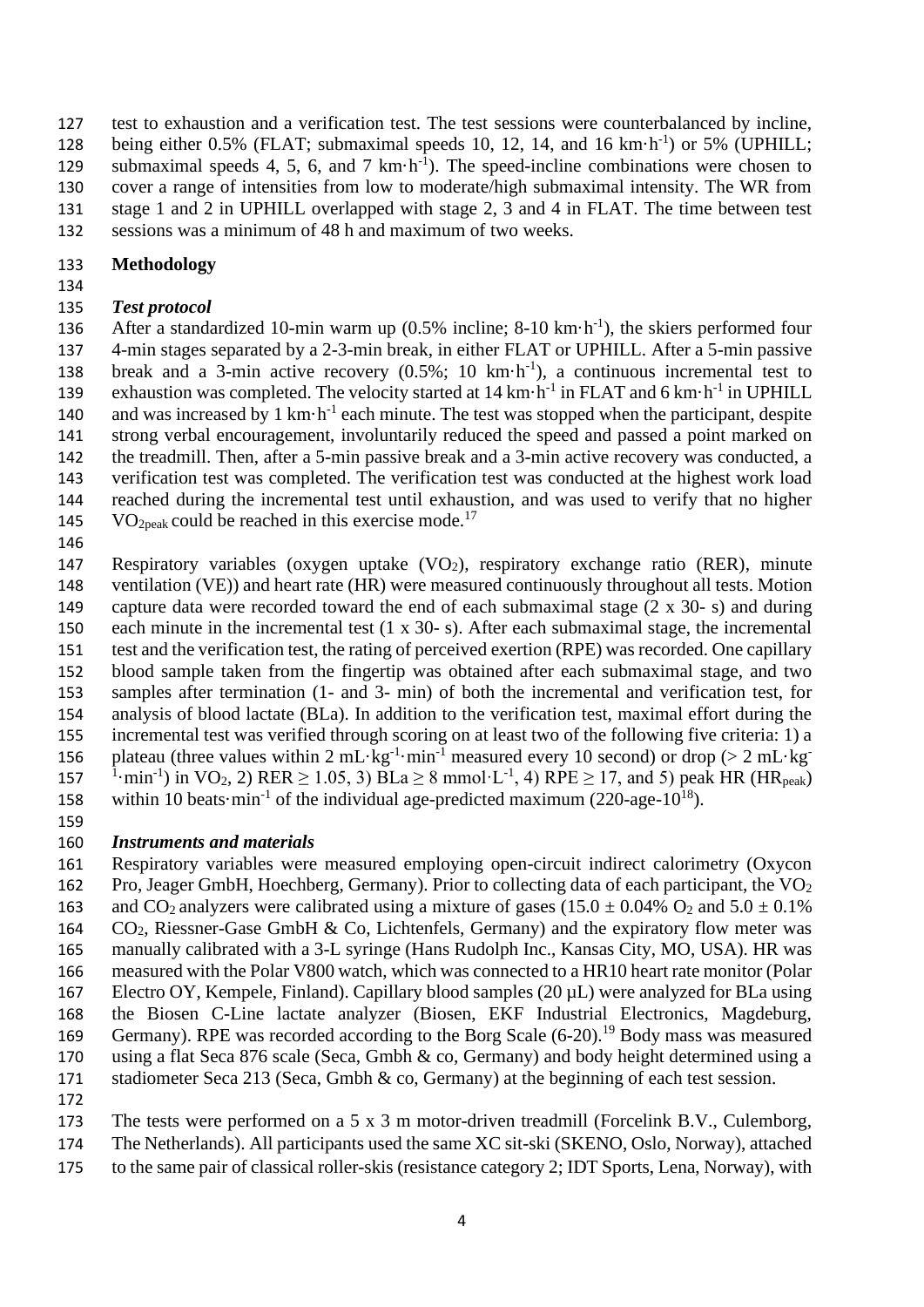test to exhaustion and a verification test. The test sessions were counterbalanced by incline, being either 0.5% (FLAT; submaximal speeds 10, 12, 14, and 16 $km \cdot h^{-1}$) or 5% (UPHILL; submaximal speeds 4, 5, 6, and 7 $km \cdot h^{-1}$). The speed-incline combinations were chosen to cover a range of intensities from low to moderate/high submaximal intensity. The WR from stage 1 and 2 in UPHILL overlapped with stage 2, 3 and 4 in FLAT. The time between test sessions was a minimum of 48 h and maximum of two weeks.

## Methodology

### *Test protocol*

After a standardized 10-min warm up (0.5% incline; 8-10 $km \cdot h^{-1}$), the skiers performed four 4-min stages separated by a 2-3-min break, in either FLAT or UPHILL. After a 5-min passive break and a 3-min active recovery (0.5%; 10 $km \cdot h^{-1}$), a continuous incremental test to exhaustion was completed. The velocity started at 14 $km \cdot h^{-1}$ in FLAT and 6 $km \cdot h^{-1}$ in UPHILL and was increased by 1 $km \cdot h^{-1}$ each minute. The test was stopped when the participant, despite strong verbal encouragement, involuntarily reduced the speed and passed a point marked on the treadmill. Then, after a 5-min passive break and a 3-min active recovery was conducted, a verification test was completed. The verification test was conducted at the highest work load reached during the incremental test until exhaustion, and was used to verify that no higher $VO_{2peak}$ could be reached in this exercise mode.[17]

Respiratory variables (oxygen uptake ($VO_2$), respiratory exchange ratio (RER), minute ventilation (VE)) and heart rate (HR) were measured continuously throughout all tests. Motion capture data were recorded toward the end of each submaximal stage (2 x 30- s) and during each minute in the incremental test (1 x 30- s). After each submaximal stage, the incremental test and the verification test, the rating of perceived exertion (RPE) was recorded. One capillary blood sample taken from the fingertip was obtained after each submaximal stage, and two samples after termination (1- and 3- min) of both the incremental and verification test, for analysis of blood lactate (BLa). In addition to the verification test, maximal effort during the incremental test was verified through scoring on at least two of the following five criteria: 1) a plateau (three values within 2 $mL \cdot kg^{-1} \cdot min^{-1}$ measured every 10 second) or drop (> 2 $mL \cdot kg^{-1} \cdot min^{-1}$) in $VO_2$, 2) RER $\geq$ 1.05, 3) BLa $\geq$ 8 $mmol \cdot L^{-1}$, 4) RPE $\geq$ 17, and 5) peak HR ($HR_{peak}$) within 10 $beats \cdot min^{-1}$ of the individual age-predicted maximum (220-age-10[18]).

### *Instruments and materials*

Respiratory variables were measured employing open-circuit indirect calorimetry (Oxycon Pro, Jeager GmbH, Hoechberg, Germany). Prior to collecting data of each participant, the $VO_2$ and $CO_2$ analyzers were calibrated using a mixture of gases (15.0 ± 0.04% $O_2$ and 5.0 ± 0.1% $CO_2$, Riessner-Gase GmbH & Co, Lichtenfels, Germany) and the expiratory flow meter was manually calibrated with a 3-L syringe (Hans Rudolph Inc., Kansas City, MO, USA). HR was measured with the Polar V800 watch, which was connected to a HR10 heart rate monitor (Polar Electro OY, Kempele, Finland). Capillary blood samples (20 µL) were analyzed for BLa using the Biosen C-Line lactate analyzer (Biosen, EKF Industrial Electronics, Magdeburg, Germany). RPE was recorded according to the Borg Scale (6-20).[19] Body mass was measured using a flat Seca 876 scale (Seca, Gmbh & co, Germany) and body height determined using a stadiometer Seca 213 (Seca, Gmbh & co, Germany) at the beginning of each test session.

The tests were performed on a 5 x 3 m motor-driven treadmill (Forcelink B.V., Culemborg, The Netherlands). All participants used the same XC sit-ski (SKENO, Oslo, Norway), attached to the same pair of classical roller-skis (resistance category 2; IDT Sports, Lena, Norway), with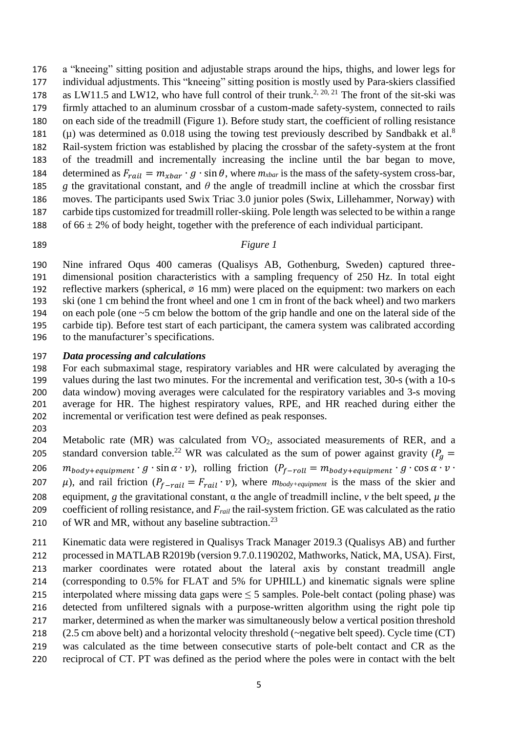a "kneeing" sitting position and adjustable straps around the hips, thighs, and lower legs for individual adjustments. This "kneeing" sitting position is mostly used by Para-skiers classified as LW11.5 and LW12, who have full control of their trunk.[2, 20, 21] The front of the sit-ski was firmly attached to an aluminum crossbar of a custom-made safety-system, connected to rails on each side of the treadmill (Figure 1). Before study start, the coefficient of rolling resistance (μ) was determined as 0.018 using the towing test previously described by Sandbakk et al.[8] Rail-system friction was established by placing the crossbar of the safety-system at the front of the treadmill and incrementally increasing the incline until the bar began to move, determined as $F_{rail} = m_{xbar} \cdot g \cdot \sin\theta$, where $m_{xbar}$ is the mass of the safety-system cross-bar, $g$ the gravitational constant, and $\theta$ the angle of treadmill incline at which the crossbar first moves. The participants used Swix Triac 3.0 junior poles (Swix, Lillehammer, Norway) with carbide tips customized for treadmill roller-skiing. Pole length was selected to be within a range of 66 ± 2% of body height, together with the preference of each individual participant.

*Figure 1*

Nine infrared Oqus 400 cameras (Qualisys AB, Gothenburg, Sweden) captured three-dimensional position characteristics with a sampling frequency of 250 Hz. In total eight reflective markers (spherical, ⌀ 16 mm) were placed on the equipment: two markers on each ski (one 1 cm behind the front wheel and one 1 cm in front of the back wheel) and two markers on each pole (one ~5 cm below the bottom of the grip handle and one on the lateral side of the carbide tip). Before test start of each participant, the camera system was calibrated according to the manufacturer's specifications.

### *Data processing and calculations*

For each submaximal stage, respiratory variables and HR were calculated by averaging the values during the last two minutes. For the incremental and verification test, 30-s (with a 10-s data window) moving averages were calculated for the respiratory variables and 3-s moving average for HR. The highest respiratory values, RPE, and HR reached during either the incremental or verification test were defined as peak responses.

Metabolic rate (MR) was calculated from $VO_2$, associated measurements of RER, and a standard conversion table.[22] WR was calculated as the sum of power against gravity ($P_g = m_{body+equipment} \cdot g \cdot \sin\alpha \cdot v$), rolling friction ($P_{f-roll} = m_{body+equipment} \cdot g \cdot \cos\alpha \cdot v \cdot \mu$), and rail friction ($P_{f-rail} = F_{rail} \cdot v$), where $m_{body+equipment}$ is the mass of the skier and equipment, $g$ the gravitational constant, α the angle of treadmill incline, $v$ the belt speed, $\mu$ the coefficient of rolling resistance, and $F_{rail}$ the rail-system friction. GE was calculated as the ratio of WR and MR, without any baseline subtraction.[23]

Kinematic data were registered in Qualisys Track Manager 2019.3 (Qualisys AB) and further processed in MATLAB R2019b (version 9.7.0.1190202, Mathworks, Natick, MA, USA). First, marker coordinates were rotated about the lateral axis by constant treadmill angle (corresponding to 0.5% for FLAT and 5% for UPHILL) and kinematic signals were spline interpolated where missing data gaps were ≤ 5 samples. Pole-belt contact (poling phase) was detected from unfiltered signals with a purpose-written algorithm using the right pole tip marker, determined as when the marker was simultaneously below a vertical position threshold (2.5 cm above belt) and a horizontal velocity threshold (~negative belt speed). Cycle time (CT) was calculated as the time between consecutive starts of pole-belt contact and CR as the reciprocal of CT. PT was defined as the period where the poles were in contact with the belt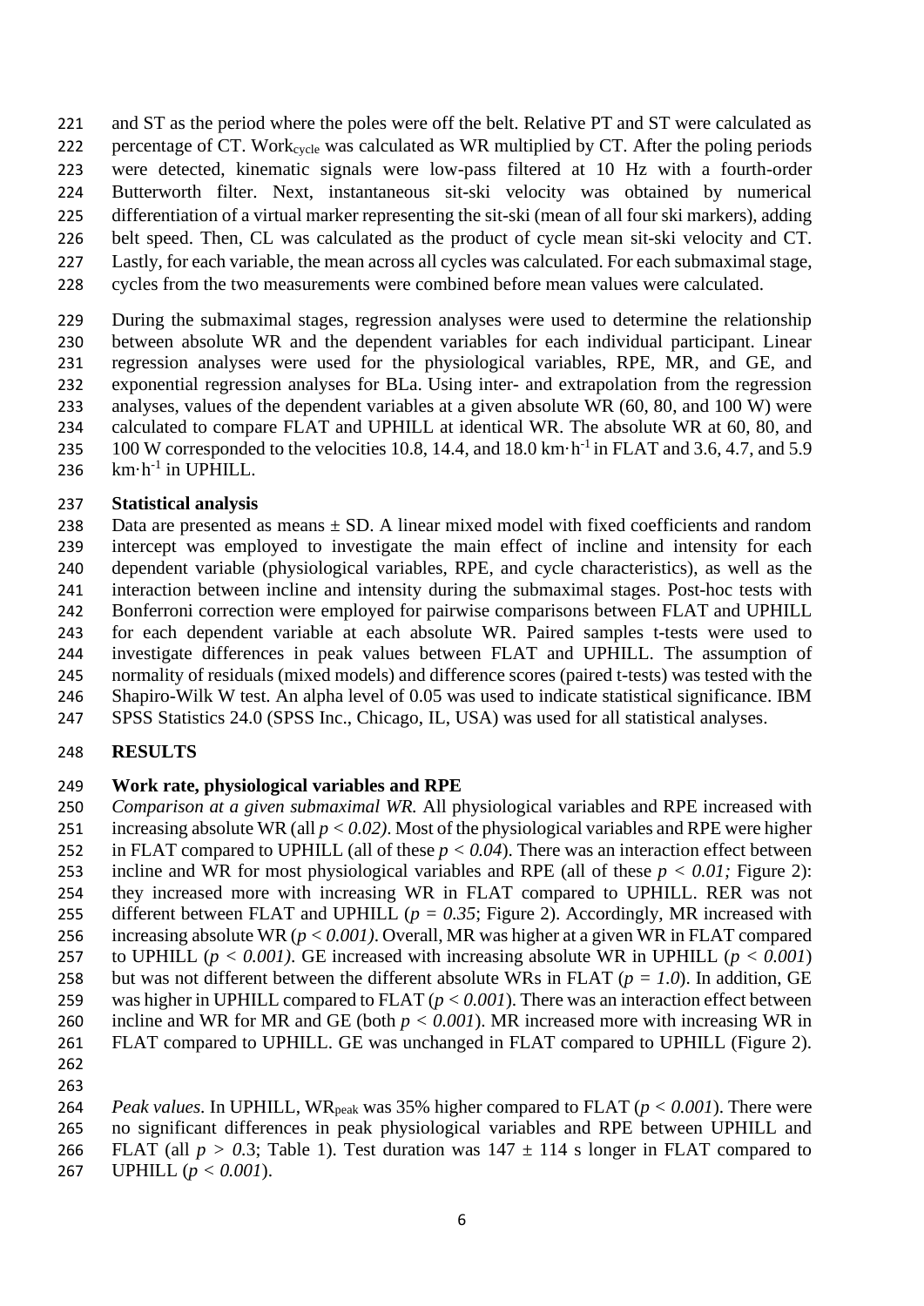and ST as the period where the poles were off the belt. Relative PT and ST were calculated as percentage of CT. $Work_{cycle}$ was calculated as WR multiplied by CT. After the poling periods were detected, kinematic signals were low-pass filtered at 10 Hz with a fourth-order Butterworth filter. Next, instantaneous sit-ski velocity was obtained by numerical differentiation of a virtual marker representing the sit-ski (mean of all four ski markers), adding belt speed. Then, CL was calculated as the product of cycle mean sit-ski velocity and CT. Lastly, for each variable, the mean across all cycles was calculated. For each submaximal stage, cycles from the two measurements were combined before mean values were calculated.

During the submaximal stages, regression analyses were used to determine the relationship between absolute WR and the dependent variables for each individual participant. Linear regression analyses were used for the physiological variables, RPE, MR, and GE, and exponential regression analyses for BLa. Using inter- and extrapolation from the regression analyses, values of the dependent variables at a given absolute WR (60, 80, and 100 W) were calculated to compare FLAT and UPHILL at identical WR. The absolute WR at 60, 80, and 100 W corresponded to the velocities 10.8, 14.4, and 18.0 $km \cdot h^{-1}$ in FLAT and 3.6, 4.7, and 5.9 $km \cdot h^{-1}$ in UPHILL.

**Statistical analysis**

Data are presented as means ± SD. A linear mixed model with fixed coefficients and random intercept was employed to investigate the main effect of incline and intensity for each dependent variable (physiological variables, RPE, and cycle characteristics), as well as the interaction between incline and intensity during the submaximal stages. Post-hoc tests with Bonferroni correction were employed for pairwise comparisons between FLAT and UPHILL for each dependent variable at each absolute WR. Paired samples t-tests were used to investigate differences in peak values between FLAT and UPHILL. The assumption of normality of residuals (mixed models) and difference scores (paired t-tests) was tested with the Shapiro-Wilk W test. An alpha level of 0.05 was used to indicate statistical significance. IBM SPSS Statistics 24.0 (SPSS Inc., Chicago, IL, USA) was used for all statistical analyses.

## RESULTS

**Work rate, physiological variables and RPE**

*Comparison at a given submaximal WR.* All physiological variables and RPE increased with increasing absolute WR (all $p < 0.02$). Most of the physiological variables and RPE were higher in FLAT compared to UPHILL (all of these $p < 0.04$). There was an interaction effect between incline and WR for most physiological variables and RPE (all of these $p < 0.01$; Figure 2): they increased more with increasing WR in FLAT compared to UPHILL. RER was not different between FLAT and UPHILL ($p = 0.35$; Figure 2). Accordingly, MR increased with increasing absolute WR ($p < 0.001$). Overall, MR was higher at a given WR in FLAT compared to UPHILL ($p < 0.001$). GE increased with increasing absolute WR in UPHILL ($p < 0.001$) but was not different between the different absolute WRs in FLAT ($p = 1.0$). In addition, GE was higher in UPHILL compared to FLAT ($p < 0.001$). There was an interaction effect between incline and WR for MR and GE (both $p < 0.001$). MR increased more with increasing WR in FLAT compared to UPHILL. GE was unchanged in FLAT compared to UPHILL (Figure 2).

*Peak values.* In UPHILL, $WR_{peak}$ was 35% higher compared to FLAT ($p < 0.001$). There were no significant differences in peak physiological variables and RPE between UPHILL and FLAT (all $p > 0.3$; Table 1). Test duration was 147 ± 114 s longer in FLAT compared to UPHILL ($p < 0.001$).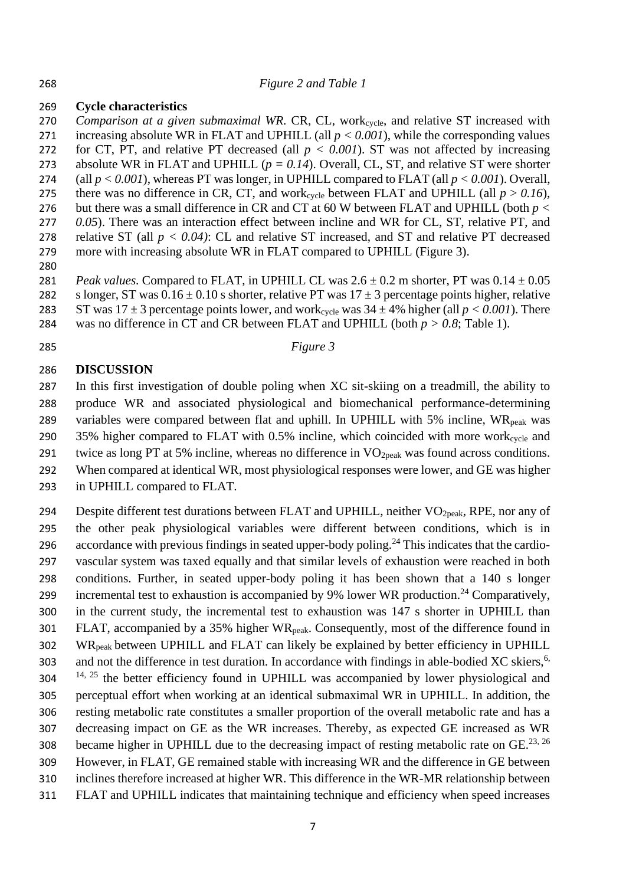*Figure 2 and Table 1*

**Cycle characteristics**

*Comparison at a given submaximal WR.* CR, CL, $work_{cycle}$, and relative ST increased with increasing absolute WR in FLAT and UPHILL (all $p < 0.001$), while the corresponding values for CT, PT, and relative PT decreased (all $p < 0.001$). ST was not affected by increasing absolute WR in FLAT and UPHILL ($p = 0.14$). Overall, CL, ST, and relative ST were shorter (all $p < 0.001$), whereas PT was longer, in UPHILL compared to FLAT (all $p < 0.001$). Overall, there was no difference in CR, CT, and $work_{cycle}$ between FLAT and UPHILL (all $p > 0.16$), but there was a small difference in CR and CT at 60 W between FLAT and UPHILL (both $p < 0.05$). There was an interaction effect between incline and WR for CL, ST, relative PT, and relative ST (all $p < 0.04$): CL and relative ST increased, and ST and relative PT decreased more with increasing absolute WR in FLAT compared to UPHILL (Figure 3).

*Peak values.* Compared to FLAT, in UPHILL CL was $2.6 \pm 0.2$ m shorter, PT was $0.14 \pm 0.05$ s longer, ST was $0.16 \pm 0.10$ s shorter, relative PT was $17 \pm 3$ percentage points higher, relative ST was $17 \pm 3$ percentage points lower, and $work_{cycle}$ was $34 \pm 4$% higher (all $p < 0.001$). There was no difference in CT and CR between FLAT and UPHILL (both $p > 0.8$; Table 1).

*Figure 3*

## DISCUSSION

In this first investigation of double poling when XC sit-skiing on a treadmill, the ability to produce WR and associated physiological and biomechanical performance-determining variables were compared between flat and uphill. In UPHILL with 5% incline, $WR_{peak}$ was 35% higher compared to FLAT with 0.5% incline, which coincided with more $work_{cycle}$ and twice as long PT at 5% incline, whereas no difference in $VO_{2peak}$ was found across conditions. When compared at identical WR, most physiological responses were lower, and GE was higher in UPHILL compared to FLAT.

Despite different test durations between FLAT and UPHILL, neither $VO_{2peak}$, RPE, nor any of the other peak physiological variables were different between conditions, which is in accordance with previous findings in seated upper-body poling.[24] This indicates that the cardio-vascular system was taxed equally and that similar levels of exhaustion were reached in both conditions. Further, in seated upper-body poling it has been shown that a 140 s longer incremental test to exhaustion is accompanied by 9% lower WR production.[24] Comparatively, in the current study, the incremental test to exhaustion was 147 s shorter in UPHILL than FLAT, accompanied by a 35% higher $WR_{peak}$. Consequently, most of the difference found in $WR_{peak}$ between UPHILL and FLAT can likely be explained by better efficiency in UPHILL and not the difference in test duration. In accordance with findings in able-bodied XC skiers,[6, 14, 25] the better efficiency found in UPHILL was accompanied by lower physiological and perceptual effort when working at an identical submaximal WR in UPHILL. In addition, the resting metabolic rate constitutes a smaller proportion of the overall metabolic rate and has a decreasing impact on GE as the WR increases. Thereby, as expected GE increased as WR became higher in UPHILL due to the decreasing impact of resting metabolic rate on GE.[23, 26] However, in FLAT, GE remained stable with increasing WR and the difference in GE between inclines therefore increased at higher WR. This difference in the WR-MR relationship between FLAT and UPHILL indicates that maintaining technique and efficiency when speed increases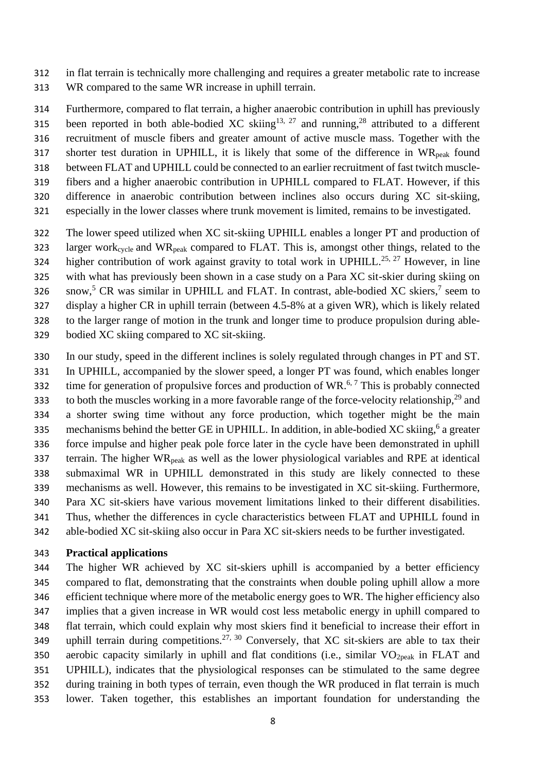in flat terrain is technically more challenging and requires a greater metabolic rate to increase WR compared to the same WR increase in uphill terrain.

Furthermore, compared to flat terrain, a higher anaerobic contribution in uphill has previously been reported in both able-bodied XC skiing[13, 27] and running,[28] attributed to a different recruitment of muscle fibers and greater amount of active muscle mass. Together with the shorter test duration in UPHILL, it is likely that some of the difference in $WR_{peak}$ found between FLAT and UPHILL could be connected to an earlier recruitment of fast twitch muscle-fibers and a higher anaerobic contribution in UPHILL compared to FLAT. However, if this difference in anaerobic contribution between inclines also occurs during XC sit-skiing, especially in the lower classes where trunk movement is limited, remains to be investigated.

The lower speed utilized when XC sit-skiing UPHILL enables a longer PT and production of larger $work_{cycle}$ and $WR_{peak}$ compared to FLAT. This is, amongst other things, related to the higher contribution of work against gravity to total work in UPHILL.[25, 27] However, in line with what has previously been shown in a case study on a Para XC sit-skier during skiing on snow,[5] CR was similar in UPHILL and FLAT. In contrast, able-bodied XC skiers,[7] seem to display a higher CR in uphill terrain (between 4.5-8% at a given WR), which is likely related to the larger range of motion in the trunk and longer time to produce propulsion during able-bodied XC skiing compared to XC sit-skiing.

In our study, speed in the different inclines is solely regulated through changes in PT and ST. In UPHILL, accompanied by the slower speed, a longer PT was found, which enables longer time for generation of propulsive forces and production of WR.[6, 7] This is probably connected to both the muscles working in a more favorable range of the force-velocity relationship,[29] and a shorter swing time without any force production, which together might be the main mechanisms behind the better GE in UPHILL. In addition, in able-bodied XC skiing,[6] a greater force impulse and higher peak pole force later in the cycle have been demonstrated in uphill terrain. The higher $WR_{peak}$ as well as the lower physiological variables and RPE at identical submaximal WR in UPHILL demonstrated in this study are likely connected to these mechanisms as well. However, this remains to be investigated in XC sit-skiing. Furthermore, Para XC sit-skiers have various movement limitations linked to their different disabilities. Thus, whether the differences in cycle characteristics between FLAT and UPHILL found in able-bodied XC sit-skiing also occur in Para XC sit-skiers needs to be further investigated.

**Practical applications**

The higher WR achieved by XC sit-skiers uphill is accompanied by a better efficiency compared to flat, demonstrating that the constraints when double poling uphill allow a more efficient technique where more of the metabolic energy goes to WR. The higher efficiency also implies that a given increase in WR would cost less metabolic energy in uphill compared to flat terrain, which could explain why most skiers find it beneficial to increase their effort in uphill terrain during competitions.[27, 30] Conversely, that XC sit-skiers are able to tax their aerobic capacity similarly in uphill and flat conditions (i.e., similar $VO_{2peak}$ in FLAT and UPHILL), indicates that the physiological responses can be stimulated to the same degree during training in both types of terrain, even though the WR produced in flat terrain is much lower. Taken together, this establishes an important foundation for understanding the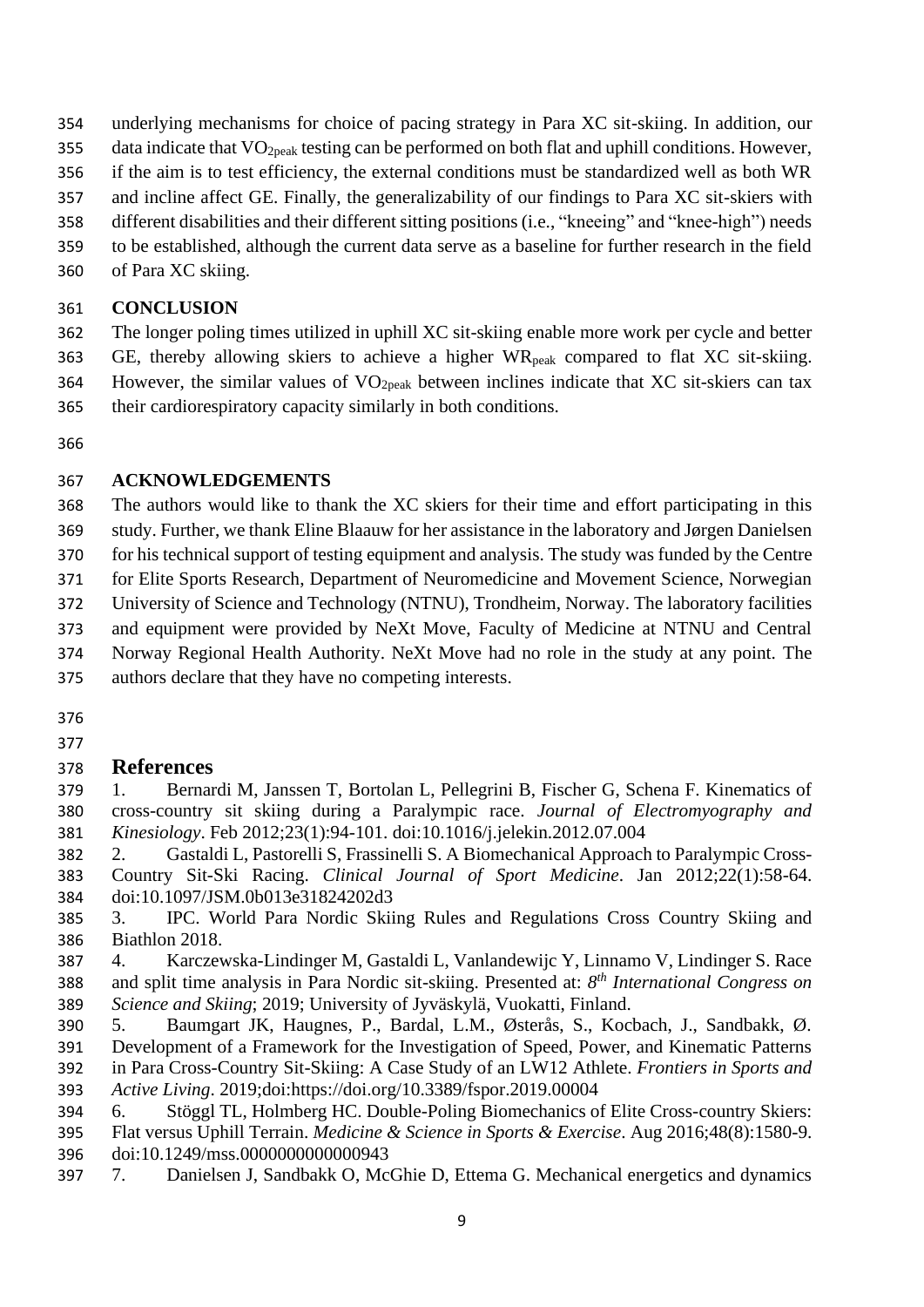underlying mechanisms for choice of pacing strategy in Para XC sit-skiing. In addition, our data indicate that $VO_{2peak}$ testing can be performed on both flat and uphill conditions. However, if the aim is to test efficiency, the external conditions must be standardized well as both WR and incline affect GE. Finally, the generalizability of our findings to Para XC sit-skiers with different disabilities and their different sitting positions (i.e., "kneeing" and "knee-high") needs to be established, although the current data serve as a baseline for further research in the field of Para XC skiing.

## CONCLUSION

The longer poling times utilized in uphill XC sit-skiing enable more work per cycle and better GE, thereby allowing skiers to achieve a higher $WR_{peak}$ compared to flat XC sit-skiing. However, the similar values of $VO_{2peak}$ between inclines indicate that XC sit-skiers can tax their cardiorespiratory capacity similarly in both conditions.

## ACKNOWLEDGEMENTS

The authors would like to thank the XC skiers for their time and effort participating in this study. Further, we thank Eline Blaauw for her assistance in the laboratory and Jørgen Danielsen for his technical support of testing equipment and analysis. The study was funded by the Centre for Elite Sports Research, Department of Neuromedicine and Movement Science, Norwegian University of Science and Technology (NTNU), Trondheim, Norway. The laboratory facilities and equipment were provided by NeXt Move, Faculty of Medicine at NTNU and Central Norway Regional Health Authority. NeXt Move had no role in the study at any point. The authors declare that they have no competing interests.

# References

1. Bernardi M, Janssen T, Bortolan L, Pellegrini B, Fischer G, Schena F. Kinematics of cross-country sit skiing during a Paralympic race. *Journal of Electromyography and Kinesiology*. Feb 2012;23(1):94-101. doi:10.1016/j.jelekin.2012.07.004
2. Gastaldi L, Pastorelli S, Frassinelli S. A Biomechanical Approach to Paralympic Cross-Country Sit-Ski Racing. *Clinical Journal of Sport Medicine*. Jan 2012;22(1):58-64. doi:10.1097/JSM.0b013e31824202d3
3. IPC. World Para Nordic Skiing Rules and Regulations Cross Country Skiing and Biathlon 2018.
4. Karczewska-Lindinger M, Gastaldi L, Vanlandewijc Y, Linnamo V, Lindinger S. Race and split time analysis in Para Nordic sit-skiing. Presented at: *8th International Congress on Science and Skiing*; 2019; University of Jyväskylä, Vuokatti, Finland.
5. Baumgart JK, Haugnes, P., Bardal, L.M., Østerås, S., Kocbach, J., Sandbakk, Ø. Development of a Framework for the Investigation of Speed, Power, and Kinematic Patterns in Para Cross-Country Sit-Skiing: A Case Study of an LW12 Athlete. *Frontiers in Sports and Active Living*. 2019;doi:https://doi.org/10.3389/fspor.2019.00004
6. Stöggl TL, Holmberg HC. Double-Poling Biomechanics of Elite Cross-country Skiers: Flat versus Uphill Terrain. *Medicine & Science in Sports & Exercise*. Aug 2016;48(8):1580-9. doi:10.1249/mss.0000000000000943
7. Danielsen J, Sandbakk O, McGhie D, Ettema G. Mechanical energetics and dynamics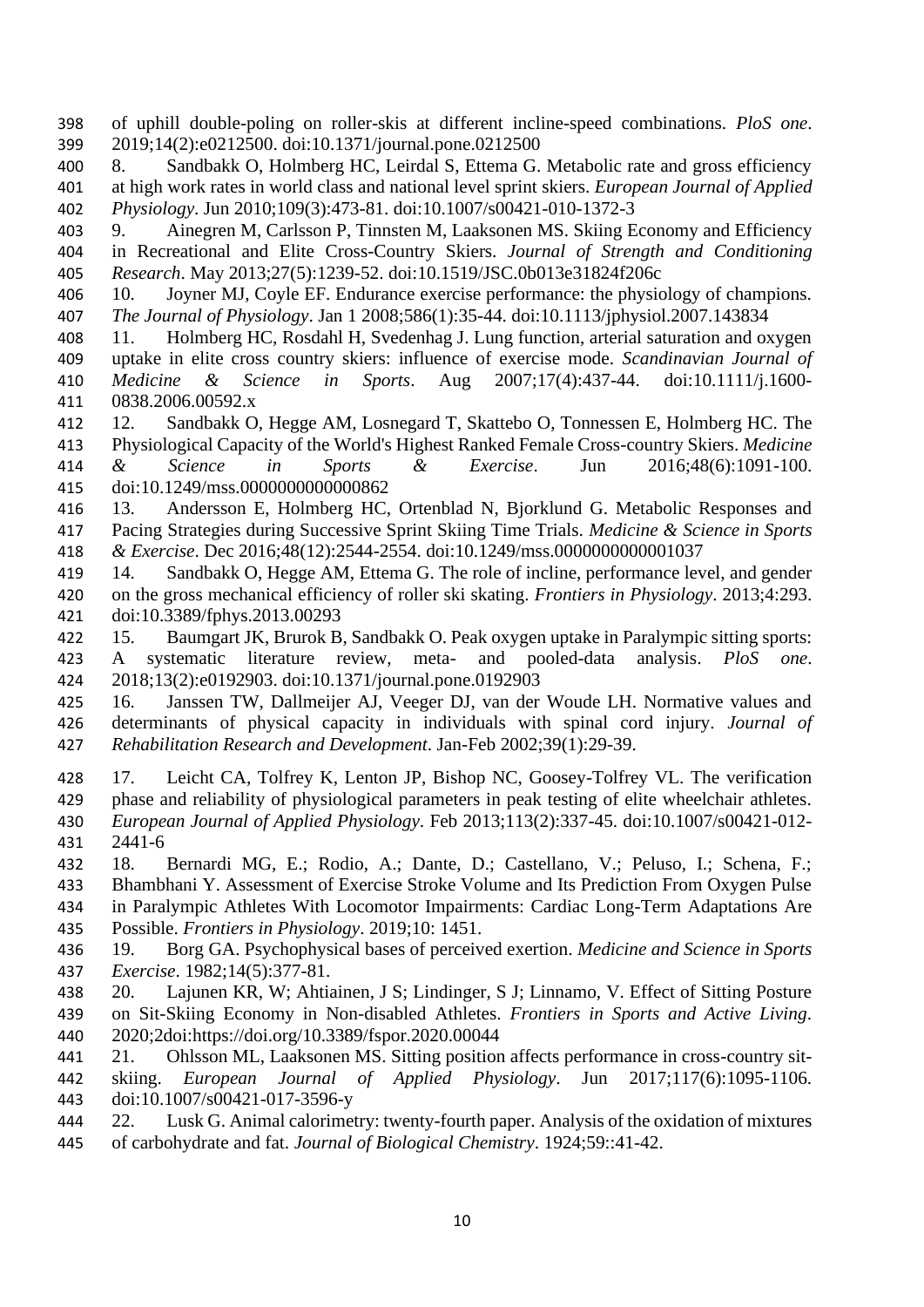of uphill double-poling on roller-skis at different incline-speed combinations. *PloS one*. 2019;14(2):e0212500. doi:10.1371/journal.pone.0212500

8. Sandbakk O, Holmberg HC, Leirdal S, Ettema G. Metabolic rate and gross efficiency at high work rates in world class and national level sprint skiers. *European Journal of Applied Physiology*. Jun 2010;109(3):473-81. doi:10.1007/s00421-010-1372-3

9. Ainegren M, Carlsson P, Tinnsten M, Laaksonen MS. Skiing Economy and Efficiency in Recreational and Elite Cross-Country Skiers. *Journal of Strength and Conditioning Research*. May 2013;27(5):1239-52. doi:10.1519/JSC.0b013e31824f206c

10. Joyner MJ, Coyle EF. Endurance exercise performance: the physiology of champions. *The Journal of Physiology*. Jan 1 2008;586(1):35-44. doi:10.1113/jphysiol.2007.143834

11. Holmberg HC, Rosdahl H, Svedenhag J. Lung function, arterial saturation and oxygen uptake in elite cross country skiers: influence of exercise mode. *Scandinavian Journal of Medicine & Science in Sports*. Aug 2007;17(4):437-44. doi:10.1111/j.1600-0838.2006.00592.x

12. Sandbakk O, Hegge AM, Losnegard T, Skattebo O, Tonnessen E, Holmberg HC. The Physiological Capacity of the World's Highest Ranked Female Cross-country Skiers. *Medicine & Science in Sports & Exercise*. Jun 2016;48(6):1091-100. doi:10.1249/mss.0000000000000862

13. Andersson E, Holmberg HC, Ortenblad N, Bjorklund G. Metabolic Responses and Pacing Strategies during Successive Sprint Skiing Time Trials. *Medicine & Science in Sports & Exercise*. Dec 2016;48(12):2544-2554. doi:10.1249/mss.0000000000001037

14. Sandbakk O, Hegge AM, Ettema G. The role of incline, performance level, and gender on the gross mechanical efficiency of roller ski skating. *Frontiers in Physiology*. 2013;4:293. doi:10.3389/fphys.2013.00293

15. Baumgart JK, Brurok B, Sandbakk O. Peak oxygen uptake in Paralympic sitting sports: A systematic literature review, meta- and pooled-data analysis. *PloS one*. 2018;13(2):e0192903. doi:10.1371/journal.pone.0192903

16. Janssen TW, Dallmeijer AJ, Veeger DJ, van der Woude LH. Normative values and determinants of physical capacity in individuals with spinal cord injury. *Journal of Rehabilitation Research and Development*. Jan-Feb 2002;39(1):29-39.

17. Leicht CA, Tolfrey K, Lenton JP, Bishop NC, Goosey-Tolfrey VL. The verification phase and reliability of physiological parameters in peak testing of elite wheelchair athletes. *European Journal of Applied Physiology*. Feb 2013;113(2):337-45. doi:10.1007/s00421-012-2441-6

18. Bernardi MG, E.; Rodio, A.; Dante, D.; Castellano, V.; Peluso, I.; Schena, F.; Bhambhani Y. Assessment of Exercise Stroke Volume and Its Prediction From Oxygen Pulse in Paralympic Athletes With Locomotor Impairments: Cardiac Long-Term Adaptations Are Possible. *Frontiers in Physiology*. 2019;10: 1451.

19. Borg GA. Psychophysical bases of perceived exertion. *Medicine and Science in Sports Exercise*. 1982;14(5):377-81.

20. Lajunen KR, W; Ahtiainen, J S; Lindinger, S J; Linnamo, V. Effect of Sitting Posture on Sit-Skiing Economy in Non-disabled Athletes. *Frontiers in Sports and Active Living*. 2020;2doi:https://doi.org/10.3389/fspor.2020.00044

21. Ohlsson ML, Laaksonen MS. Sitting position affects performance in cross-country sit-skiing. *European Journal of Applied Physiology*. Jun 2017;117(6):1095-1106. doi:10.1007/s00421-017-3596-y

22. Lusk G. Animal calorimetry: twenty-fourth paper. Analysis of the oxidation of mixtures of carbohydrate and fat. *Journal of Biological Chemistry*. 1924;59::41-42.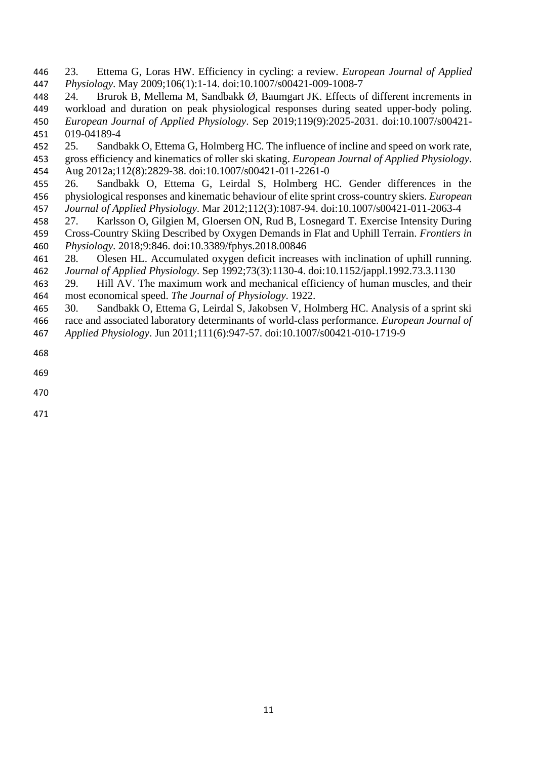23. Ettema G, Loras HW. Efficiency in cycling: a review. *European Journal of Applied Physiology*. May 2009;106(1):1-14. doi:10.1007/s00421-009-1008-7

24. Brurok B, Mellema M, Sandbakk Ø, Baumgart JK. Effects of different increments in workload and duration on peak physiological responses during seated upper-body poling. *European Journal of Applied Physiology*. Sep 2019;119(9):2025-2031. doi:10.1007/s00421-019-04189-4

25. Sandbakk O, Ettema G, Holmberg HC. The influence of incline and speed on work rate, gross efficiency and kinematics of roller ski skating. *European Journal of Applied Physiology*. Aug 2012a;112(8):2829-38. doi:10.1007/s00421-011-2261-0

26. Sandbakk O, Ettema G, Leirdal S, Holmberg HC. Gender differences in the physiological responses and kinematic behaviour of elite sprint cross-country skiers. *European Journal of Applied Physiology*. Mar 2012;112(3):1087-94. doi:10.1007/s00421-011-2063-4

27. Karlsson O, Gilgien M, Gloersen ON, Rud B, Losnegard T. Exercise Intensity During Cross-Country Skiing Described by Oxygen Demands in Flat and Uphill Terrain. *Frontiers in Physiology*. 2018;9:846. doi:10.3389/fphys.2018.00846

28. Olesen HL. Accumulated oxygen deficit increases with inclination of uphill running. *Journal of Applied Physiology*. Sep 1992;73(3):1130-4. doi:10.1152/jappl.1992.73.3.1130

29. Hill AV. The maximum work and mechanical efficiency of human muscles, and their most economical speed. *The Journal of Physiology*. 1922.

30. Sandbakk O, Ettema G, Leirdal S, Jakobsen V, Holmberg HC. Analysis of a sprint ski race and associated laboratory determinants of world-class performance. *European Journal of Applied Physiology*. Jun 2011;111(6):947-57. doi:10.1007/s00421-010-1719-9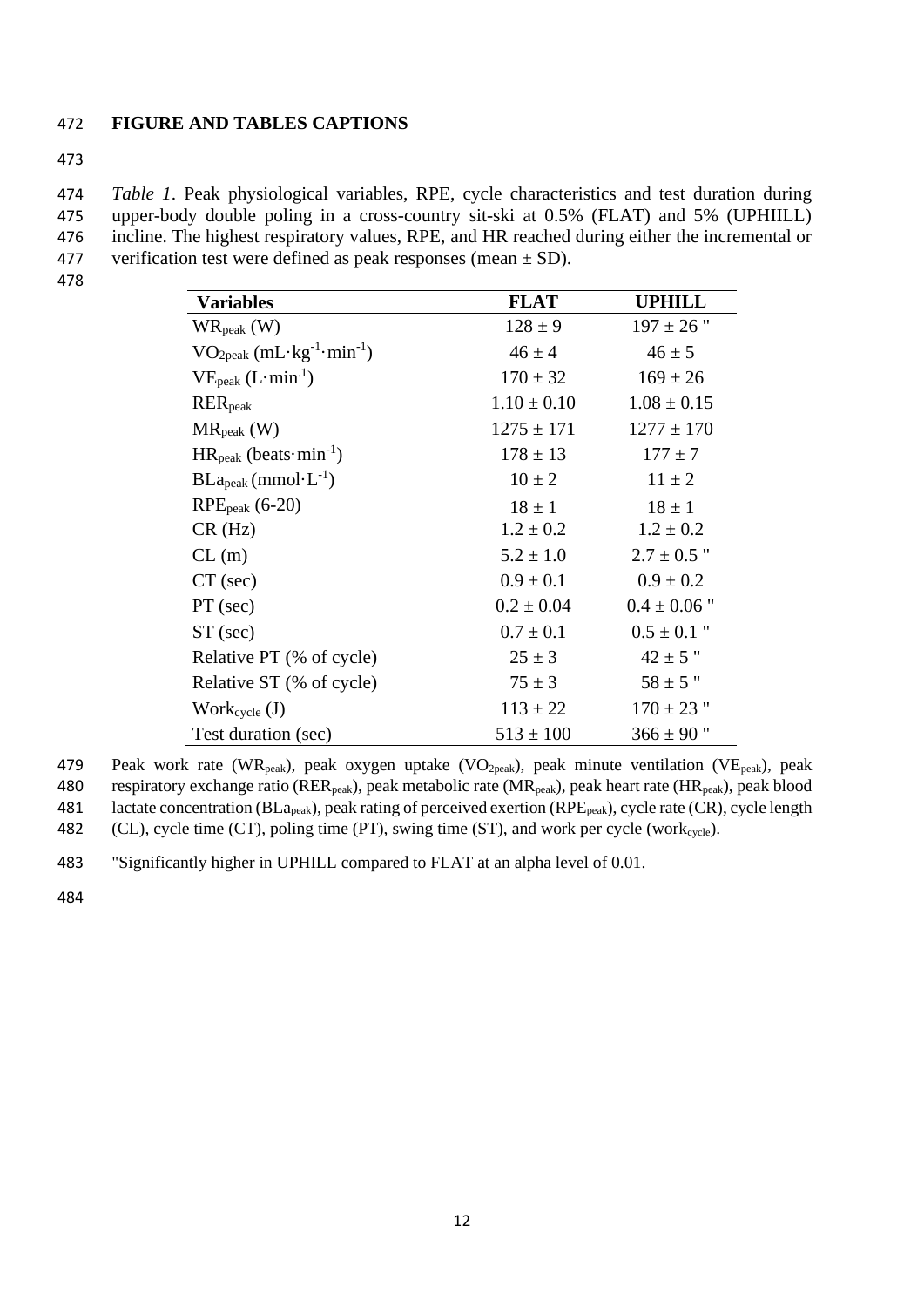**FIGURE AND TABLES CAPTIONS**

*Table 1*. Peak physiological variables, RPE, cycle characteristics and test duration during upper-body double poling in a cross-country sit-ski at 0.5% (FLAT) and 5% (UPHIILL) incline. The highest respiratory values, RPE, and HR reached during either the incremental or verification test were defined as peak responses (mean ± SD).

| Variables | FLAT | UPHILL |
|---|---|---|
| $WR_{peak}$ (W) | 128 ± 9 | 197 ± 26 " |
| $VO_{2peak}$ ($mL \cdot kg^{-1} \cdot min^{-1}$) | 46 ± 4 | 46 ± 5 |
| $VE_{peak}$ ($L \cdot min^{-1}$) | 170 ± 32 | 169 ± 26 |
| $RER_{peak}$ | 1.10 ± 0.10 | 1.08 ± 0.15 |
| $MR_{peak}$ (W) | 1275 ± 171 | 1277 ± 170 |
| $HR_{peak}$ (beats$\cdot min^{-1}$) | 178 ± 13 | 177 ± 7 |
| $BLa_{peak}$ ($mmol \cdot L^{-1}$) | 10 ± 2 | 11 ± 2 |
| $RPE_{peak}$ (6-20) | 18 ± 1 | 18 ± 1 |
| CR (Hz) | 1.2 ± 0.2 | 1.2 ± 0.2 |
| CL (m) | 5.2 ± 1.0 | 2.7 ± 0.5 " |
| CT (sec) | 0.9 ± 0.1 | 0.9 ± 0.2 |
| PT (sec) | 0.2 ± 0.04 | 0.4 ± 0.06 " |
| ST (sec) | 0.7 ± 0.1 | 0.5 ± 0.1 " |
| Relative PT (% of cycle) | 25 ± 3 | 42 ± 5 " |
| Relative ST (% of cycle) | 75 ± 3 | 58 ± 5 " |
| $Work_{cycle}$ (J) | 113 ± 22 | 170 ± 23 " |
| Test duration (sec) | 513 ± 100 | 366 ± 90 " |

Peak work rate ($WR_{peak}$), peak oxygen uptake ($VO_{2peak}$), peak minute ventilation ($VE_{peak}$), peak respiratory exchange ratio ($RER_{peak}$), peak metabolic rate ($MR_{peak}$), peak heart rate ($HR_{peak}$), peak blood lactate concentration ($BLa_{peak}$), peak rating of perceived exertion ($RPE_{peak}$), cycle rate (CR), cycle length (CL), cycle time (CT), poling time (PT), swing time (ST), and work per cycle ($work_{cycle}$).

"Significantly higher in UPHILL compared to FLAT at an alpha level of 0.01.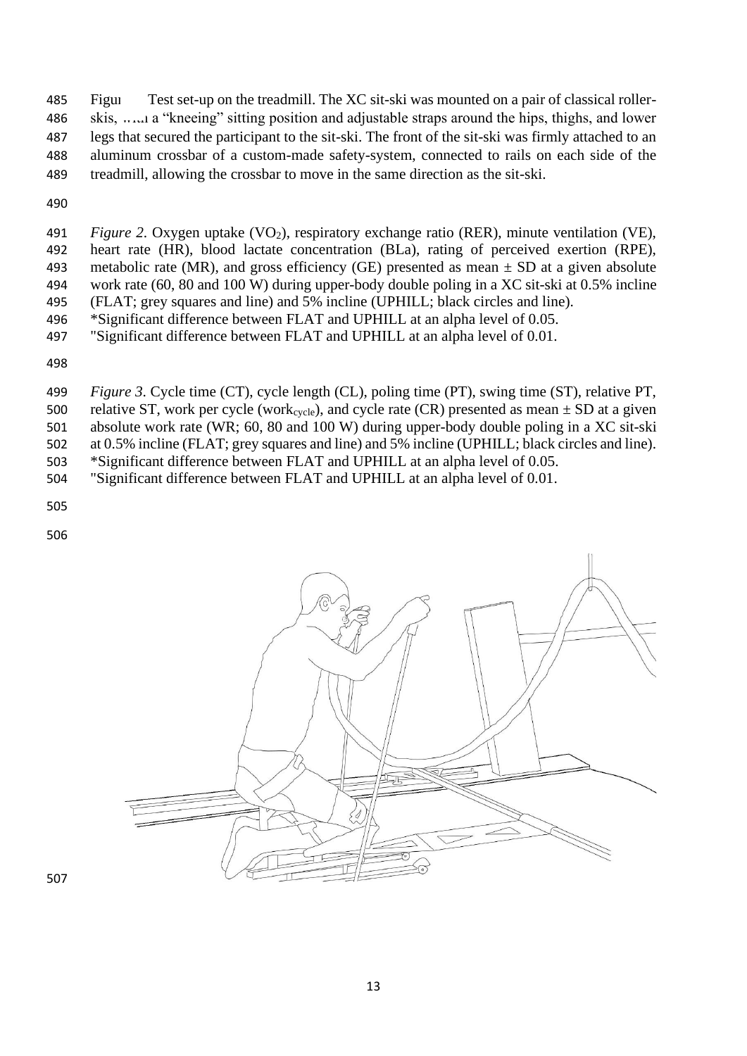Figu  Test set-up on the treadmill. The XC sit-ski was mounted on a pair of classical roller-skis, with a "kneeing" sitting position and adjustable straps around the hips, thighs, and lower legs that secured the participant to the sit-ski. The front of the sit-ski was firmly attached to an aluminum crossbar of a custom-made safety-system, connected to rails on each side of the treadmill, allowing the crossbar to move in the same direction as the sit-ski.

*Figure 2*. Oxygen uptake ($VO_2$), respiratory exchange ratio (RER), minute ventilation (VE), heart rate (HR), blood lactate concentration (BLa), rating of perceived exertion (RPE), metabolic rate (MR), and gross efficiency (GE) presented as mean ± SD at a given absolute work rate (60, 80 and 100 W) during upper-body double poling in a XC sit-ski at 0.5% incline (FLAT; grey squares and line) and 5% incline (UPHILL; black circles and line).
*Significant difference between FLAT and UPHILL at an alpha level of 0.05.
"Significant difference between FLAT and UPHILL at an alpha level of 0.01.

*Figure 3*. Cycle time (CT), cycle length (CL), poling time (PT), swing time (ST), relative PT, relative ST, work per cycle ($work_{cycle}$), and cycle rate (CR) presented as mean ± SD at a given absolute work rate (WR; 60, 80 and 100 W) during upper-body double poling in a XC sit-ski at 0.5% incline (FLAT; grey squares and line) and 5% incline (UPHILL; black circles and line).
*Significant difference between FLAT and UPHILL at an alpha level of 0.05.
"Significant difference between FLAT and UPHILL at an alpha level of 0.01.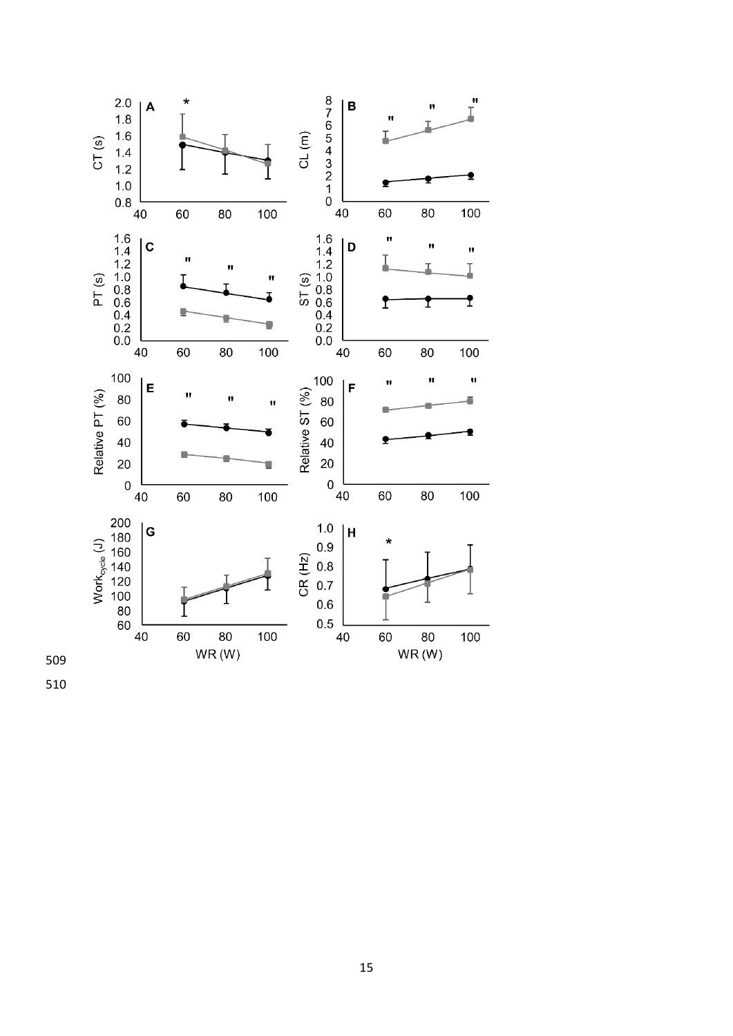A
CT (s)
2.0
1.8
1.6
1.4
1.2
1.0
0.8
40 60 80 100
*

B
CL (m)
8
7
6
5
4
3
2
1
0
40 60 80 100
" " "

C
PT (s)
1.6
1.4
1.2
1.0
0.8
0.6
0.4
0.2
0.0
40 60 80 100
" " "

D
ST (s)
1.6
1.4
1.2
1.0
0.8
0.6
0.4
0.2
0.0
40 60 80 100
" " "

E
Relative PT (%)
100
80
60
40
20
0
40 60 80 100
" " "

F
Relative ST (%)
100
80
60
40
20
0
40 60 80 100
" " "

G
$Work_{cycle}$ (J)
200
180
160
140
120
100
80
60
40 60 80 100
WR (W)

H
CR (Hz)
1.0
0.9
0.8
0.7
0.6
0.5
40 60 80 100
*
WR (W)